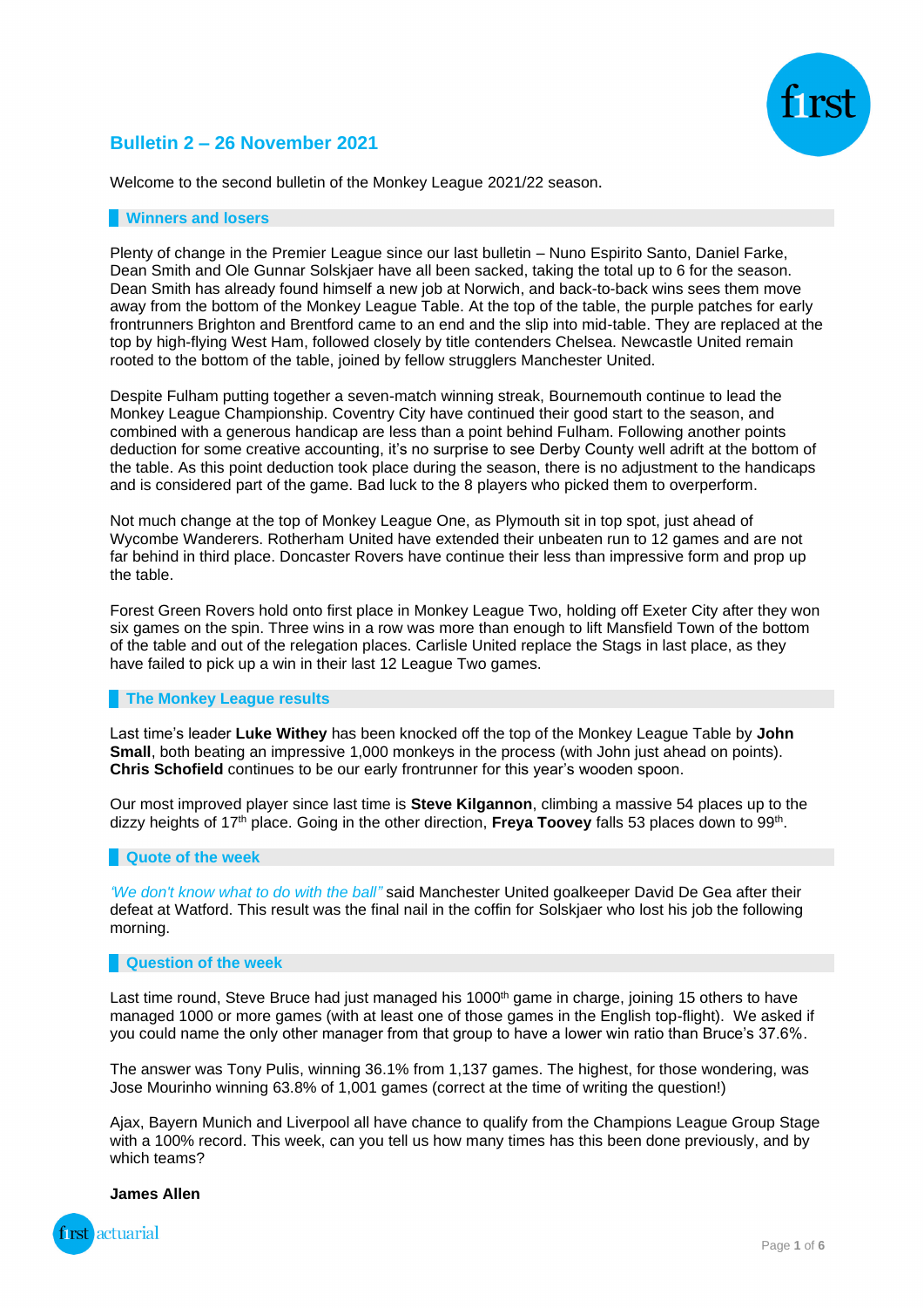## Bulletin 2 – 26 November 2021

Welcome to the second bulletin of the Monkey League 2021/22 season.

### Winners and losers

Plenty of change in the Premier League since our last bulletin – Nuno Espirito Santo, Daniel Farke, Dean Smith and Ole Gunnar Solskjaer have all been sacked, taking the total up to 6 for the season. Dean Smith has already found himself a new job at Norwich, and back-to-back wins sees them move away from the bottom of the Monkey League Table. At the top of the table, the purple patches for early frontrunners Brighton and Brentford came to an end and the slip into mid-table. They are replaced at the top by high-flying West Ham, followed closely by title contenders Chelsea. Newcastle United remain rooted to the bottom of the table, joined by fellow strugglers Manchester United.

Despite Fulham putting together a seven-match winning streak, Bournemouth continue to lead the Monkey League Championship. Coventry City have continued their good start to the season, and combined with a generous handicap are less than a point behind Fulham. Following another points deduction for some creative accounting, it's no surprise to see Derby County well adrift at the bottom of the table. As this point deduction took place during the season, there is no adjustment to the handicaps and is considered part of the game. Bad luck to the 8 players who picked them to overperform.

Not much change at the top of Monkey League One, as Plymouth sit in top spot, just ahead of Wycombe Wanderers. Rotherham United have extended their unbeaten run to 12 games and are not far behind in third place. Doncaster Rovers have continue their less than impressive form and prop up the table.

Forest Green Rovers hold onto first place in Monkey League Two, holding off Exeter City after they won six games on the spin. Three wins in a row was more than enough to lift Mansfield Town of the bottom of the table and out of the relegation places. Carlisle United replace the Stags in last place, as they have failed to pick up a win in their last 12 League Two games.

### The Monkey League results

Last time's leader **Luke Withey** has been knocked off the top of the Monkey League Table by **John Small**, both beating an impressive 1,000 monkeys in the process (with John just ahead on points). **Chris Schofield** continues to be our early frontrunner for this year's wooden spoon.

Our most improved player since last time is **Steve Kilgannon**, climbing a massive 54 places up to the dizzy heights of 17th place. Going in the other direction, **Freya Toovey** falls 53 places down to 99th.

### Quote of the week

*'We don't know what to do with the ball"* said Manchester United goalkeeper David De Gea after their defeat at Watford. This result was the final nail in the coffin for Solskjaer who lost his job the following morning.

### Question of the week

Last time round, Steve Bruce had just managed his 1000th game in charge, joining 15 others to have managed 1000 or more games (with at least one of those games in the English top-flight). We asked if you could name the only other manager from that group to have a lower win ratio than Bruce's 37.6%.

The answer was Tony Pulis, winning 36.1% from 1,137 games. The highest, for those wondering, was Jose Mourinho winning 63.8% of 1,001 games (correct at the time of writing the question!)

Ajax, Bayern Munich and Liverpool all have chance to qualify from the Champions League Group Stage with a 100% record. This week, can you tell us how many times has this been done previously, and by which teams?

**James Allen**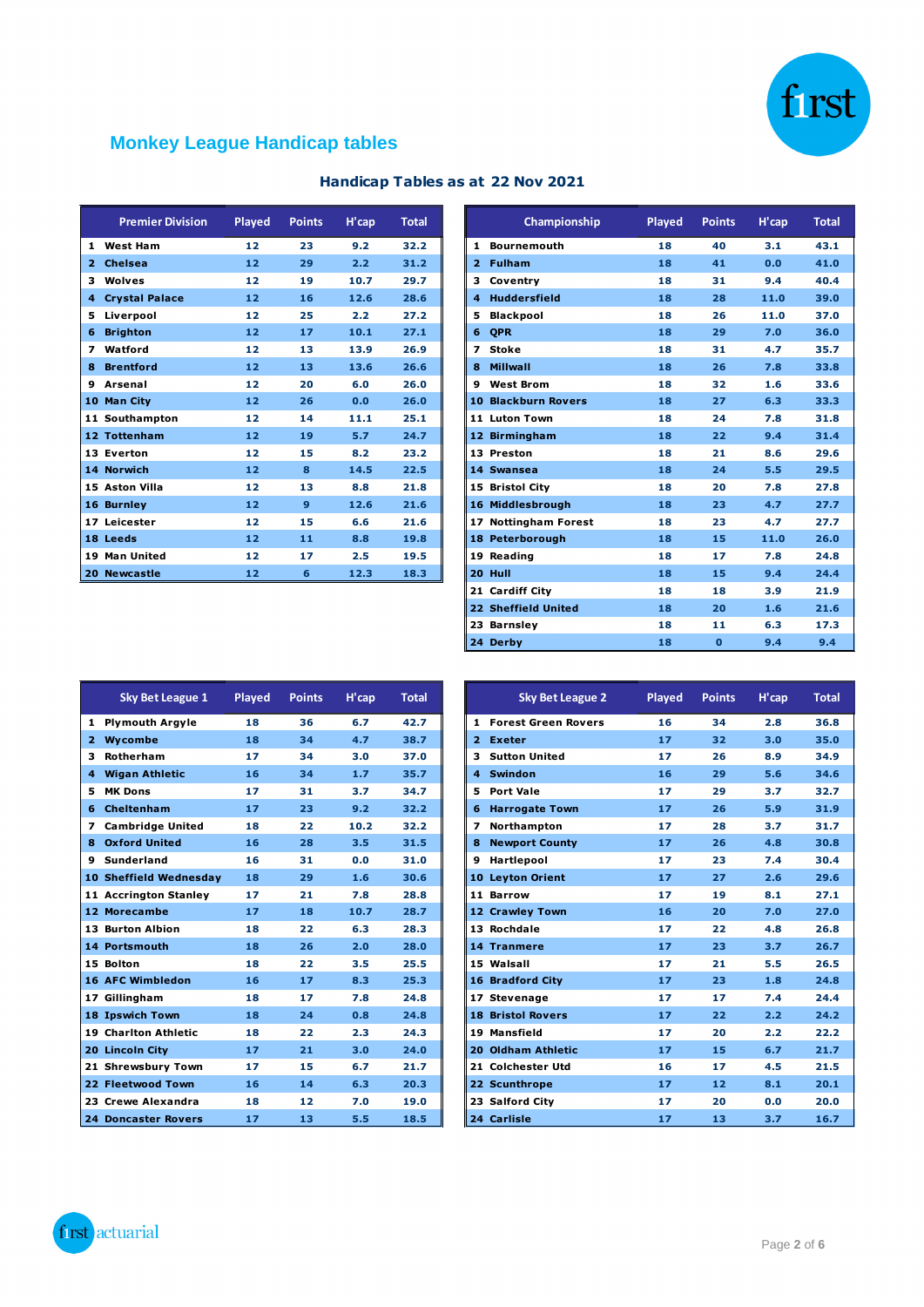## Monkey League Handicap tables

### Handicap Tables as at 22 Nov 2021

| Premier Division | Played | Points | H'cap | Total |
|---|---|---|---|---|
| 1 West Ham | 12 | 23 | 9.2 | 32.2 |
| 2 Chelsea | 12 | 29 | 2.2 | 31.2 |
| 3 Wolves | 12 | 19 | 10.7 | 29.7 |
| 4 Crystal Palace | 12 | 16 | 12.6 | 28.6 |
| 5 Liverpool | 12 | 25 | 2.2 | 27.2 |
| 6 Brighton | 12 | 17 | 10.1 | 27.1 |
| 7 Watford | 12 | 13 | 13.9 | 26.9 |
| 8 Brentford | 12 | 13 | 13.6 | 26.6 |
| 9 Arsenal | 12 | 20 | 6.0 | 26.0 |
| 10 Man City | 12 | 26 | 0.0 | 26.0 |
| 11 Southampton | 12 | 14 | 11.1 | 25.1 |
| 12 Tottenham | 12 | 19 | 5.7 | 24.7 |
| 13 Everton | 12 | 15 | 8.2 | 23.2 |
| 14 Norwich | 12 | 8 | 14.5 | 22.5 |
| 15 Aston Villa | 12 | 13 | 8.8 | 21.8 |
| 16 Burnley | 12 | 9 | 12.6 | 21.6 |
| 17 Leicester | 12 | 15 | 6.6 | 21.6 |
| 18 Leeds | 12 | 11 | 8.8 | 19.8 |
| 19 Man United | 12 | 17 | 2.5 | 19.5 |
| 20 Newcastle | 12 | 6 | 12.3 | 18.3 |

| Championship | Played | Points | H'cap | Total |
|---|---|---|---|---|
| 1 Bournemouth | 18 | 40 | 3.1 | 43.1 |
| 2 Fulham | 18 | 41 | 0.0 | 41.0 |
| 3 Coventry | 18 | 31 | 9.4 | 40.4 |
| 4 Huddersfield | 18 | 28 | 11.0 | 39.0 |
| 5 Blackpool | 18 | 26 | 11.0 | 37.0 |
| 6 QPR | 18 | 29 | 7.0 | 36.0 |
| 7 Stoke | 18 | 31 | 4.7 | 35.7 |
| 8 Millwall | 18 | 26 | 7.8 | 33.8 |
| 9 West Brom | 18 | 32 | 1.6 | 33.6 |
| 10 Blackburn Rovers | 18 | 27 | 6.3 | 33.3 |
| 11 Luton Town | 18 | 24 | 7.8 | 31.8 |
| 12 Birmingham | 18 | 22 | 9.4 | 31.4 |
| 13 Preston | 18 | 21 | 8.6 | 29.6 |
| 14 Swansea | 18 | 24 | 5.5 | 29.5 |
| 15 Bristol City | 18 | 20 | 7.8 | 27.8 |
| 16 Middlesbrough | 18 | 23 | 4.7 | 27.7 |
| 17 Nottingham Forest | 18 | 23 | 4.7 | 27.7 |
| 18 Peterborough | 18 | 15 | 11.0 | 26.0 |
| 19 Reading | 18 | 17 | 7.8 | 24.8 |
| 20 Hull | 18 | 15 | 9.4 | 24.4 |
| 21 Cardiff City | 18 | 18 | 3.9 | 21.9 |
| 22 Sheffield United | 18 | 20 | 1.6 | 21.6 |
| 23 Barnsley | 18 | 11 | 6.3 | 17.3 |
| 24 Derby | 18 | 0 | 9.4 | 9.4 |

| Sky Bet League 1 | Played | Points | H'cap | Total |
|---|---|---|---|---|
| 1 Plymouth Argyle | 18 | 36 | 6.7 | 42.7 |
| 2 Wycombe | 18 | 34 | 4.7 | 38.7 |
| 3 Rotherham | 17 | 34 | 3.0 | 37.0 |
| 4 Wigan Athletic | 16 | 34 | 1.7 | 35.7 |
| 5 MK Dons | 17 | 31 | 3.7 | 34.7 |
| 6 Cheltenham | 17 | 23 | 9.2 | 32.2 |
| 7 Cambridge United | 18 | 22 | 10.2 | 32.2 |
| 8 Oxford United | 16 | 28 | 3.5 | 31.5 |
| 9 Sunderland | 16 | 31 | 0.0 | 31.0 |
| 10 Sheffield Wednesday | 18 | 29 | 1.6 | 30.6 |
| 11 Accrington Stanley | 17 | 21 | 7.8 | 28.8 |
| 12 Morecambe | 17 | 18 | 10.7 | 28.7 |
| 13 Burton Albion | 18 | 22 | 6.3 | 28.3 |
| 14 Portsmouth | 18 | 26 | 2.0 | 28.0 |
| 15 Bolton | 18 | 22 | 3.5 | 25.5 |
| 16 AFC Wimbledon | 16 | 17 | 8.3 | 25.3 |
| 17 Gillingham | 18 | 17 | 7.8 | 24.8 |
| 18 Ipswich Town | 18 | 24 | 0.8 | 24.8 |
| 19 Charlton Athletic | 18 | 22 | 2.3 | 24.3 |
| 20 Lincoln City | 17 | 21 | 3.0 | 24.0 |
| 21 Shrewsbury Town | 17 | 15 | 6.7 | 21.7 |
| 22 Fleetwood Town | 16 | 14 | 6.3 | 20.3 |
| 23 Crewe Alexandra | 18 | 12 | 7.0 | 19.0 |
| 24 Doncaster Rovers | 17 | 13 | 5.5 | 18.5 |

| Sky Bet League 2 | Played | Points | H'cap | Total |
|---|---|---|---|---|
| 1 Forest Green Rovers | 16 | 34 | 2.8 | 36.8 |
| 2 Exeter | 17 | 32 | 3.0 | 35.0 |
| 3 Sutton United | 17 | 26 | 8.9 | 34.9 |
| 4 Swindon | 16 | 29 | 5.6 | 34.6 |
| 5 Port Vale | 17 | 29 | 3.7 | 32.7 |
| 6 Harrogate Town | 17 | 26 | 5.9 | 31.9 |
| 7 Northampton | 17 | 28 | 3.7 | 31.7 |
| 8 Newport County | 17 | 26 | 4.8 | 30.8 |
| 9 Hartlepool | 17 | 23 | 7.4 | 30.4 |
| 10 Leyton Orient | 17 | 27 | 2.6 | 29.6 |
| 11 Barrow | 17 | 19 | 8.1 | 27.1 |
| 12 Crawley Town | 16 | 20 | 7.0 | 27.0 |
| 13 Rochdale | 17 | 22 | 4.8 | 26.8 |
| 14 Tranmere | 17 | 23 | 3.7 | 26.7 |
| 15 Walsall | 17 | 21 | 5.5 | 26.5 |
| 16 Bradford City | 17 | 23 | 1.8 | 24.8 |
| 17 Stevenage | 17 | 17 | 7.4 | 24.4 |
| 18 Bristol Rovers | 17 | 22 | 2.2 | 24.2 |
| 19 Mansfield | 17 | 20 | 2.2 | 22.2 |
| 20 Oldham Athletic | 17 | 15 | 6.7 | 21.7 |
| 21 Colchester Utd | 16 | 17 | 4.5 | 21.5 |
| 22 Scunthrope | 17 | 12 | 8.1 | 20.1 |
| 23 Salford City | 17 | 20 | 0.0 | 20.0 |
| 24 Carlisle | 17 | 13 | 3.7 | 16.7 |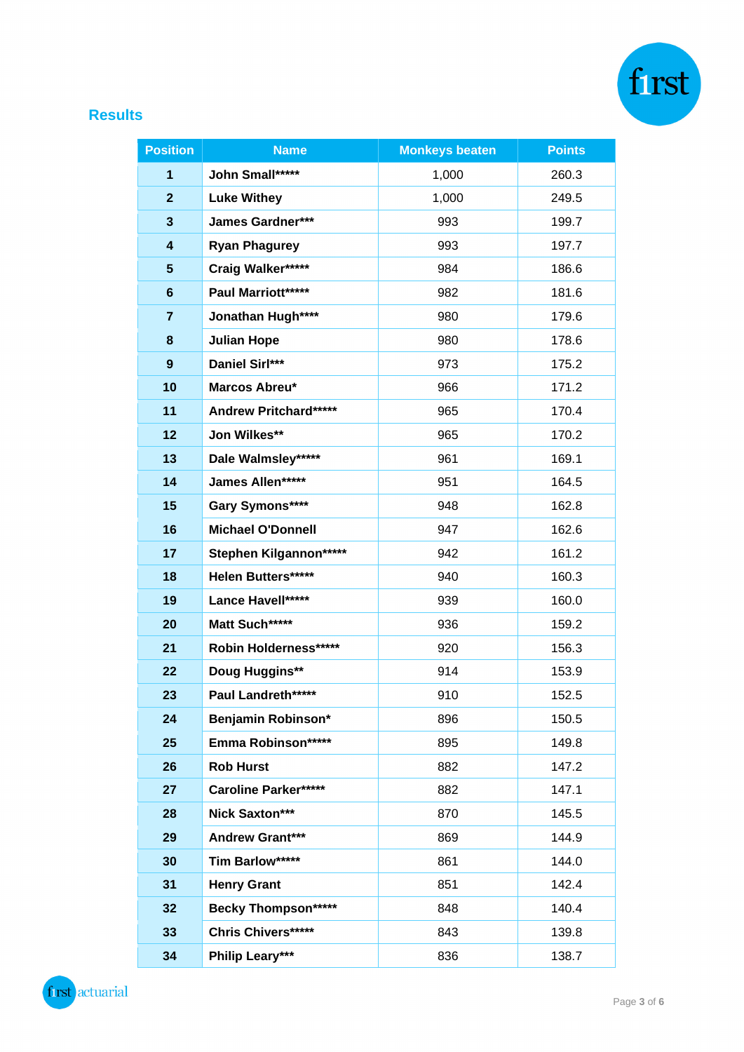## Results

| Position | Name | Monkeys beaten | Points |
|---|---|---|---|
| 1 | John Small***** | 1,000 | 260.3 |
| 2 | Luke Withey | 1,000 | 249.5 |
| 3 | James Gardner*** | 993 | 199.7 |
| 4 | Ryan Phagurey | 993 | 197.7 |
| 5 | Craig Walker***** | 984 | 186.6 |
| 6 | Paul Marriott***** | 982 | 181.6 |
| 7 | Jonathan Hugh**** | 980 | 179.6 |
| 8 | Julian Hope | 980 | 178.6 |
| 9 | Daniel Sirl*** | 973 | 175.2 |
| 10 | Marcos Abreu* | 966 | 171.2 |
| 11 | Andrew Pritchard***** | 965 | 170.4 |
| 12 | Jon Wilkes** | 965 | 170.2 |
| 13 | Dale Walmsley***** | 961 | 169.1 |
| 14 | James Allen***** | 951 | 164.5 |
| 15 | Gary Symons**** | 948 | 162.8 |
| 16 | Michael O'Donnell | 947 | 162.6 |
| 17 | Stephen Kilgannon***** | 942 | 161.2 |
| 18 | Helen Butters***** | 940 | 160.3 |
| 19 | Lance Havell***** | 939 | 160.0 |
| 20 | Matt Such***** | 936 | 159.2 |
| 21 | Robin Holderness***** | 920 | 156.3 |
| 22 | Doug Huggins** | 914 | 153.9 |
| 23 | Paul Landreth***** | 910 | 152.5 |
| 24 | Benjamin Robinson* | 896 | 150.5 |
| 25 | Emma Robinson***** | 895 | 149.8 |
| 26 | Rob Hurst | 882 | 147.2 |
| 27 | Caroline Parker***** | 882 | 147.1 |
| 28 | Nick Saxton*** | 870 | 145.5 |
| 29 | Andrew Grant*** | 869 | 144.9 |
| 30 | Tim Barlow***** | 861 | 144.0 |
| 31 | Henry Grant | 851 | 142.4 |
| 32 | Becky Thompson***** | 848 | 140.4 |
| 33 | Chris Chivers***** | 843 | 139.8 |
| 34 | Philip Leary*** | 836 | 138.7 |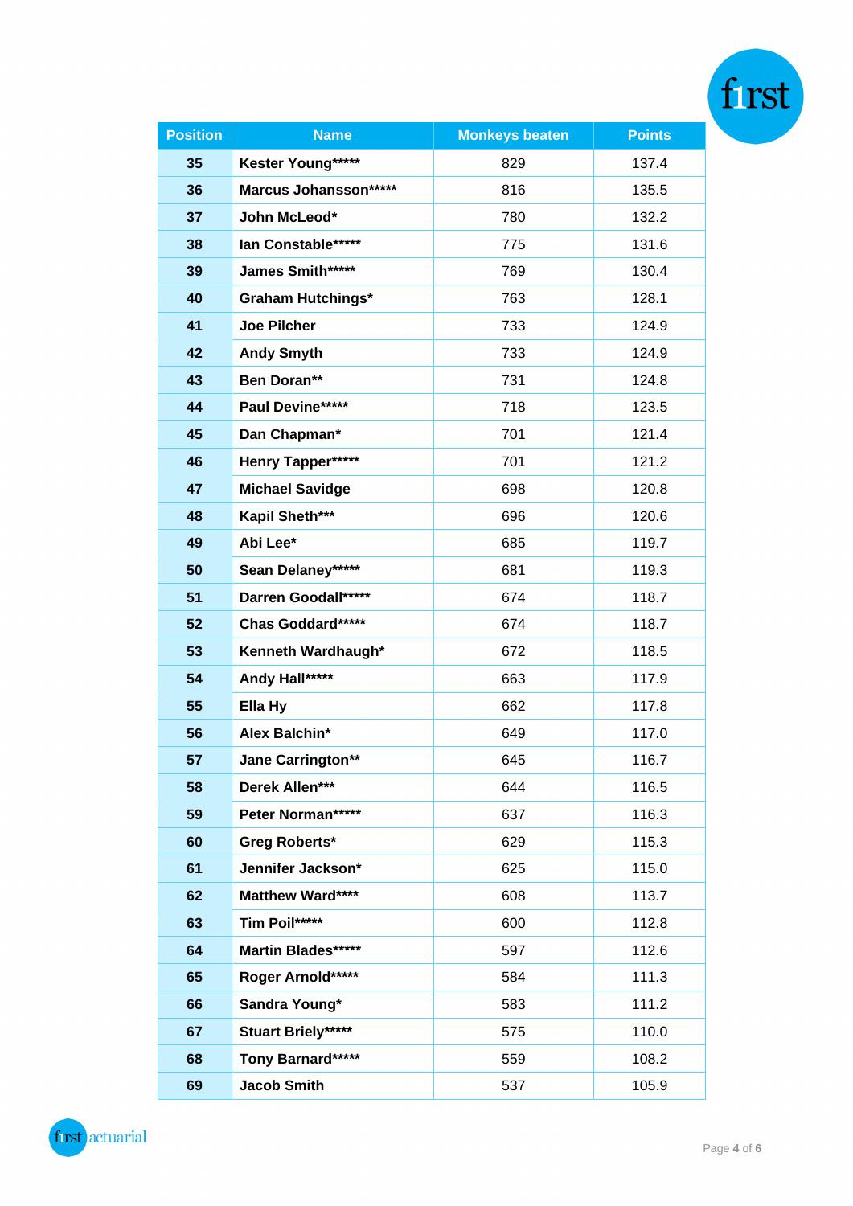| Position | Name | Monkeys beaten | Points |
|---|---|---|---|
| 35 | Kester Young***** | 829 | 137.4 |
| 36 | Marcus Johansson***** | 816 | 135.5 |
| 37 | John McLeod* | 780 | 132.2 |
| 38 | Ian Constable***** | 775 | 131.6 |
| 39 | James Smith***** | 769 | 130.4 |
| 40 | Graham Hutchings* | 763 | 128.1 |
| 41 | Joe Pilcher | 733 | 124.9 |
| 42 | Andy Smyth | 733 | 124.9 |
| 43 | Ben Doran** | 731 | 124.8 |
| 44 | Paul Devine***** | 718 | 123.5 |
| 45 | Dan Chapman* | 701 | 121.4 |
| 46 | Henry Tapper***** | 701 | 121.2 |
| 47 | Michael Savidge | 698 | 120.8 |
| 48 | Kapil Sheth*** | 696 | 120.6 |
| 49 | Abi Lee* | 685 | 119.7 |
| 50 | Sean Delaney***** | 681 | 119.3 |
| 51 | Darren Goodall***** | 674 | 118.7 |
| 52 | Chas Goddard***** | 674 | 118.7 |
| 53 | Kenneth Wardhaugh* | 672 | 118.5 |
| 54 | Andy Hall***** | 663 | 117.9 |
| 55 | Ella Hy | 662 | 117.8 |
| 56 | Alex Balchin* | 649 | 117.0 |
| 57 | Jane Carrington** | 645 | 116.7 |
| 58 | Derek Allen*** | 644 | 116.5 |
| 59 | Peter Norman***** | 637 | 116.3 |
| 60 | Greg Roberts* | 629 | 115.3 |
| 61 | Jennifer Jackson* | 625 | 115.0 |
| 62 | Matthew Ward**** | 608 | 113.7 |
| 63 | Tim Poil***** | 600 | 112.8 |
| 64 | Martin Blades***** | 597 | 112.6 |
| 65 | Roger Arnold***** | 584 | 111.3 |
| 66 | Sandra Young* | 583 | 111.2 |
| 67 | Stuart Briely***** | 575 | 110.0 |
| 68 | Tony Barnard***** | 559 | 108.2 |
| 69 | Jacob Smith | 537 | 105.9 |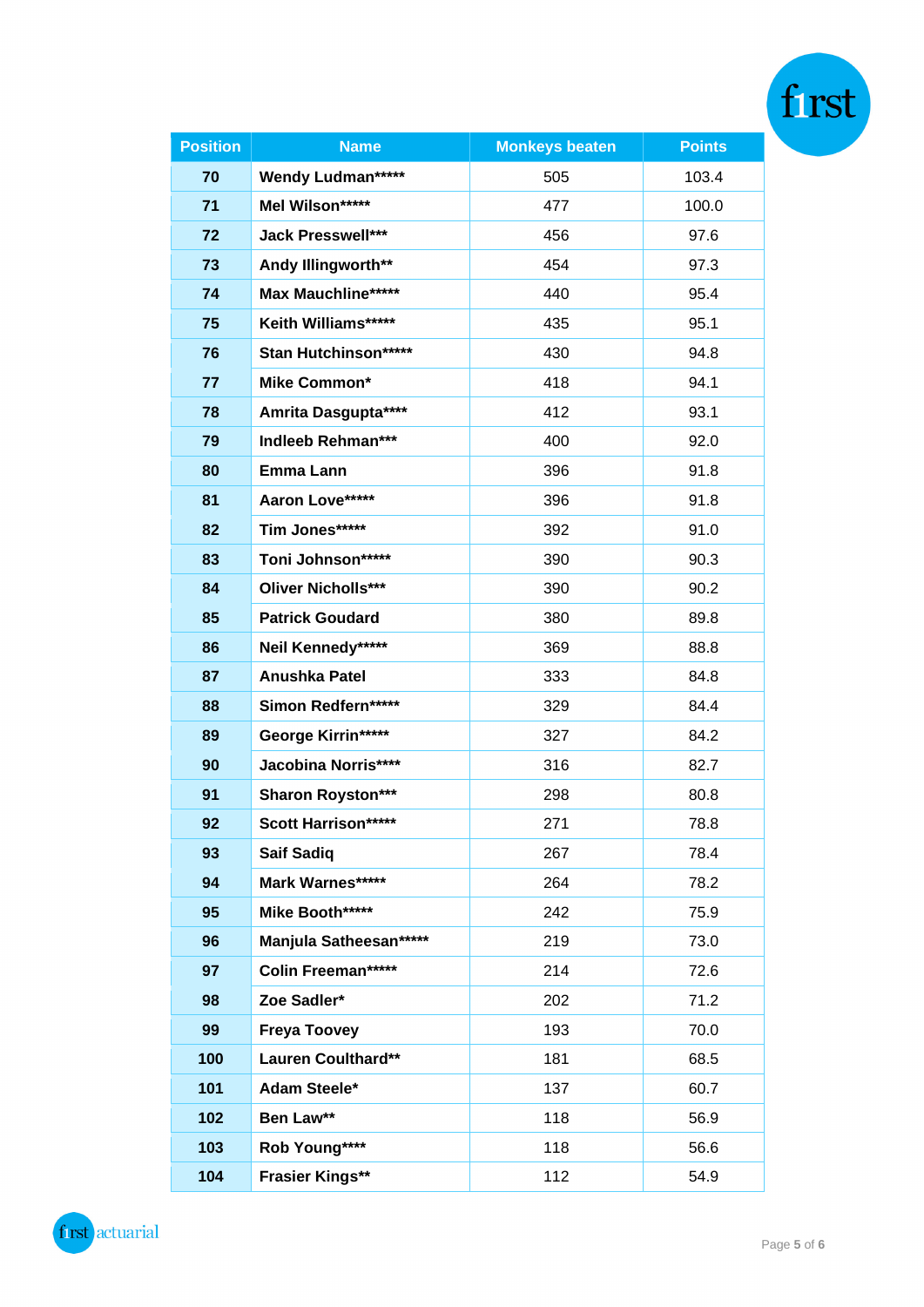| Position | Name | Monkeys beaten | Points |
|---|---|---|---|
| 70 | Wendy Ludman***** | 505 | 103.4 |
| 71 | Mel Wilson***** | 477 | 100.0 |
| 72 | Jack Presswell*** | 456 | 97.6 |
| 73 | Andy Illingworth** | 454 | 97.3 |
| 74 | Max Mauchline***** | 440 | 95.4 |
| 75 | Keith Williams***** | 435 | 95.1 |
| 76 | Stan Hutchinson***** | 430 | 94.8 |
| 77 | Mike Common* | 418 | 94.1 |
| 78 | Amrita Dasgupta**** | 412 | 93.1 |
| 79 | Indleeb Rehman*** | 400 | 92.0 |
| 80 | Emma Lann | 396 | 91.8 |
| 81 | Aaron Love***** | 396 | 91.8 |
| 82 | Tim Jones***** | 392 | 91.0 |
| 83 | Toni Johnson***** | 390 | 90.3 |
| 84 | Oliver Nicholls*** | 390 | 90.2 |
| 85 | Patrick Goudard | 380 | 89.8 |
| 86 | Neil Kennedy***** | 369 | 88.8 |
| 87 | Anushka Patel | 333 | 84.8 |
| 88 | Simon Redfern***** | 329 | 84.4 |
| 89 | George Kirrin***** | 327 | 84.2 |
| 90 | Jacobina Norris**** | 316 | 82.7 |
| 91 | Sharon Royston*** | 298 | 80.8 |
| 92 | Scott Harrison***** | 271 | 78.8 |
| 93 | Saif Sadiq | 267 | 78.4 |
| 94 | Mark Warnes***** | 264 | 78.2 |
| 95 | Mike Booth***** | 242 | 75.9 |
| 96 | Manjula Satheesan***** | 219 | 73.0 |
| 97 | Colin Freeman***** | 214 | 72.6 |
| 98 | Zoe Sadler* | 202 | 71.2 |
| 99 | Freya Toovey | 193 | 70.0 |
| 100 | Lauren Coulthard** | 181 | 68.5 |
| 101 | Adam Steele* | 137 | 60.7 |
| 102 | Ben Law** | 118 | 56.9 |
| 103 | Rob Young**** | 118 | 56.6 |
| 104 | Frasier Kings** | 112 | 54.9 |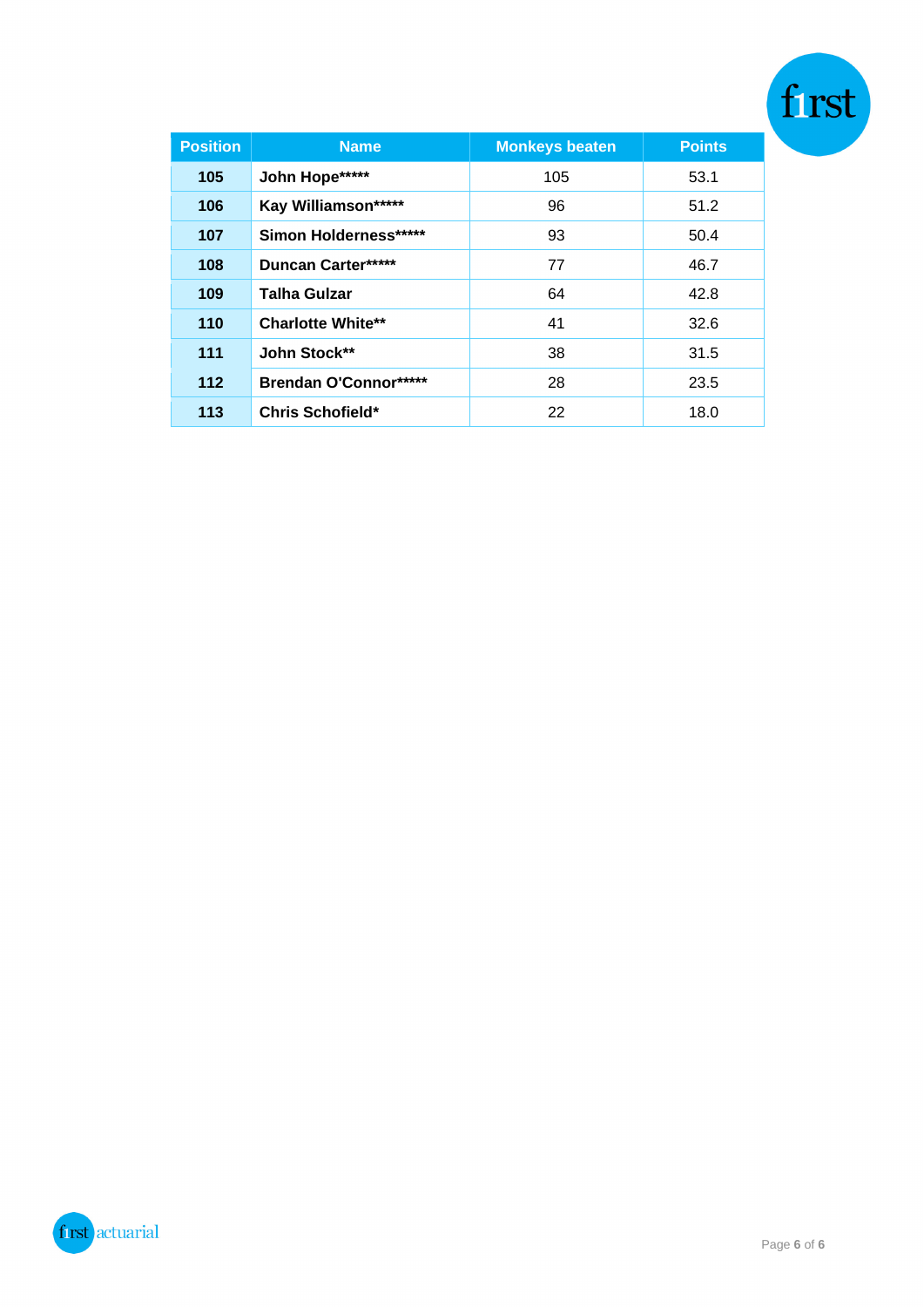| Position | Name | Monkeys beaten | Points |
|---|---|---|---|
| **105** | **John Hope*****<!-- -->** | 105 | 53.1 |
| **106** | **Kay Williamson*****<!-- -->** | 96 | 51.2 |
| **107** | **Simon Holderness*****<!-- -->** | 93 | 50.4 |
| **108** | **Duncan Carter*****<!-- -->** | 77 | 46.7 |
| **109** | **Talha Gulzar** | 64 | 42.8 |
| **110** | **Charlotte White**<!-- -->** | 41 | 32.6 |
| **111** | **John Stock**<!-- -->** | 38 | 31.5 |
| **112** | **Brendan O'Connor*****<!-- -->** | 28 | 23.5 |
| **113** | **Chris Schofield*<!-- -->** | 22 | 18.0 |